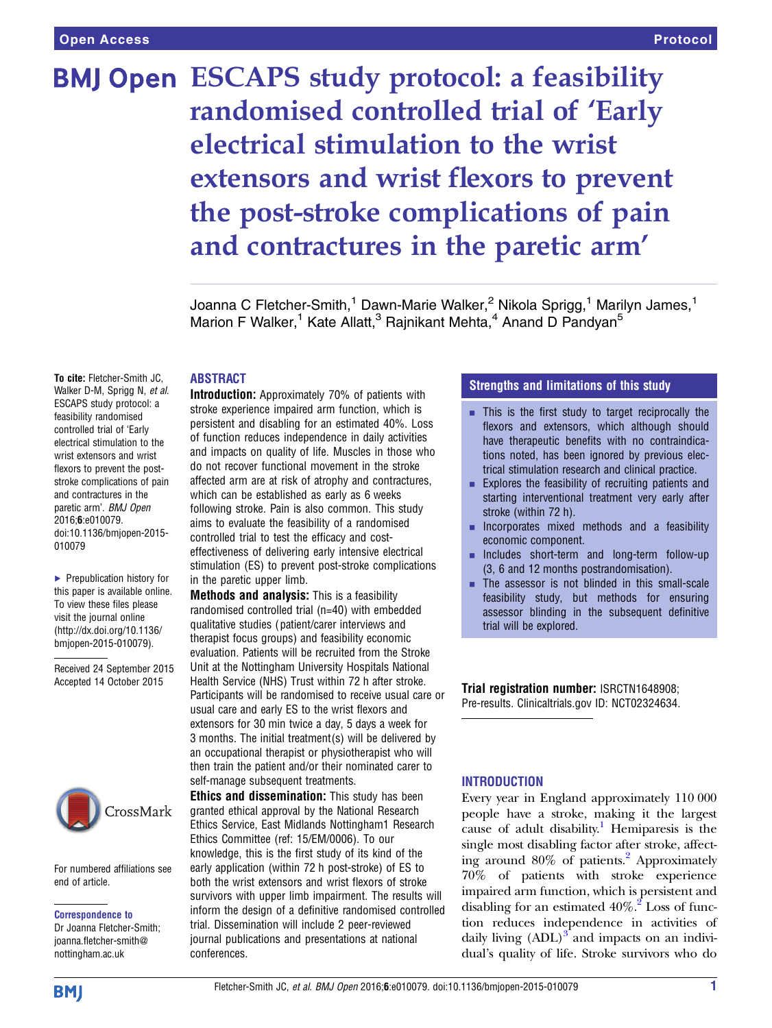# ESCAPS study protocol: a feasibility randomised controlled trial of 'Early electrical stimulation to the wrist extensors and wrist flexors to prevent the post-stroke complications of pain and contractures in the paretic arm'

Joanna C Fletcher-Smith,[1] Dawn-Marie Walker,[2] Nikola Sprigg,[1] Marilyn James,[1] Marion F Walker,[1] Kate Allatt,[3] Rajnikant Mehta,[4] Anand D Pandyan[5]

**To cite:** Fletcher-Smith JC, Walker D-M, Sprigg N, *et al*. ESCAPS study protocol: a feasibility randomised controlled trial of 'Early electrical stimulation to the wrist extensors and wrist flexors to prevent the post-stroke complications of pain and contractures in the paretic arm'. *BMJ Open* 2016;**6**:e010079. doi:10.1136/bmjopen-2015-010079

▸ Prepublication history for this paper is available online. To view these files please visit the journal online (http://dx.doi.org/10.1136/bmjopen-2015-010079).

Received 24 September 2015
Accepted 14 October 2015

For numbered affiliations see end of article.

**Correspondence to**
Dr Joanna Fletcher-Smith; joanna.fletcher-smith@nottingham.ac.uk

## ABSTRACT

**Introduction:** Approximately 70% of patients with stroke experience impaired arm function, which is persistent and disabling for an estimated 40%. Loss of function reduces independence in daily activities and impacts on quality of life. Muscles in those who do not recover functional movement in the stroke affected arm are at risk of atrophy and contractures, which can be established as early as 6 weeks following stroke. Pain is also common. This study aims to evaluate the feasibility of a randomised controlled trial to test the efficacy and cost-effectiveness of delivering early intensive electrical stimulation (ES) to prevent post-stroke complications in the paretic upper limb.

**Methods and analysis:** This is a feasibility randomised controlled trial (n=40) with embedded qualitative studies (patient/carer interviews and therapist focus groups) and feasibility economic evaluation. Patients will be recruited from the Stroke Unit at the Nottingham University Hospitals National Health Service (NHS) Trust within 72 h after stroke. Participants will be randomised to receive usual care or usual care and early ES to the wrist flexors and extensors for 30 min twice a day, 5 days a week for 3 months. The initial treatment(s) will be delivered by an occupational therapist or physiotherapist who will then train the patient and/or their nominated carer to self-manage subsequent treatments.

**Ethics and dissemination:** This study has been granted ethical approval by the National Research Ethics Service, East Midlands Nottingham1 Research Ethics Committee (ref: 15/EM/0006). To our knowledge, this is the first study of its kind of the early application (within 72 h post-stroke) of ES to both the wrist extensors and wrist flexors of stroke survivors with upper limb impairment. The results will inform the design of a definitive randomised controlled trial. Dissemination will include 2 peer-reviewed journal publications and presentations at national conferences.

### Strengths and limitations of this study

- This is the first study to target reciprocally the flexors and extensors, which although should have therapeutic benefits with no contraindications noted, has been ignored by previous electrical stimulation research and clinical practice.
- Explores the feasibility of recruiting patients and starting interventional treatment very early after stroke (within 72 h).
- Incorporates mixed methods and a feasibility economic component.
- Includes short-term and long-term follow-up (3, 6 and 12 months postrandomisation).
- The assessor is not blinded in this small-scale feasibility study, but methods for ensuring assessor blinding in the subsequent definitive trial will be explored.

**Trial registration number:** ISRCTN1648908; Pre-results. Clinicaltrials.gov ID: NCT02324634.

## INTRODUCTION

Every year in England approximately 110 000 people have a stroke, making it the largest cause of adult disability.[1] Hemiparesis is the single most disabling factor after stroke, affecting around 80% of patients.[2] Approximately 70% of patients with stroke experience impaired arm function, which is persistent and disabling for an estimated 40%.[2] Loss of function reduces independence in activities of daily living (ADL)[3] and impacts on an individual's quality of life. Stroke survivors who do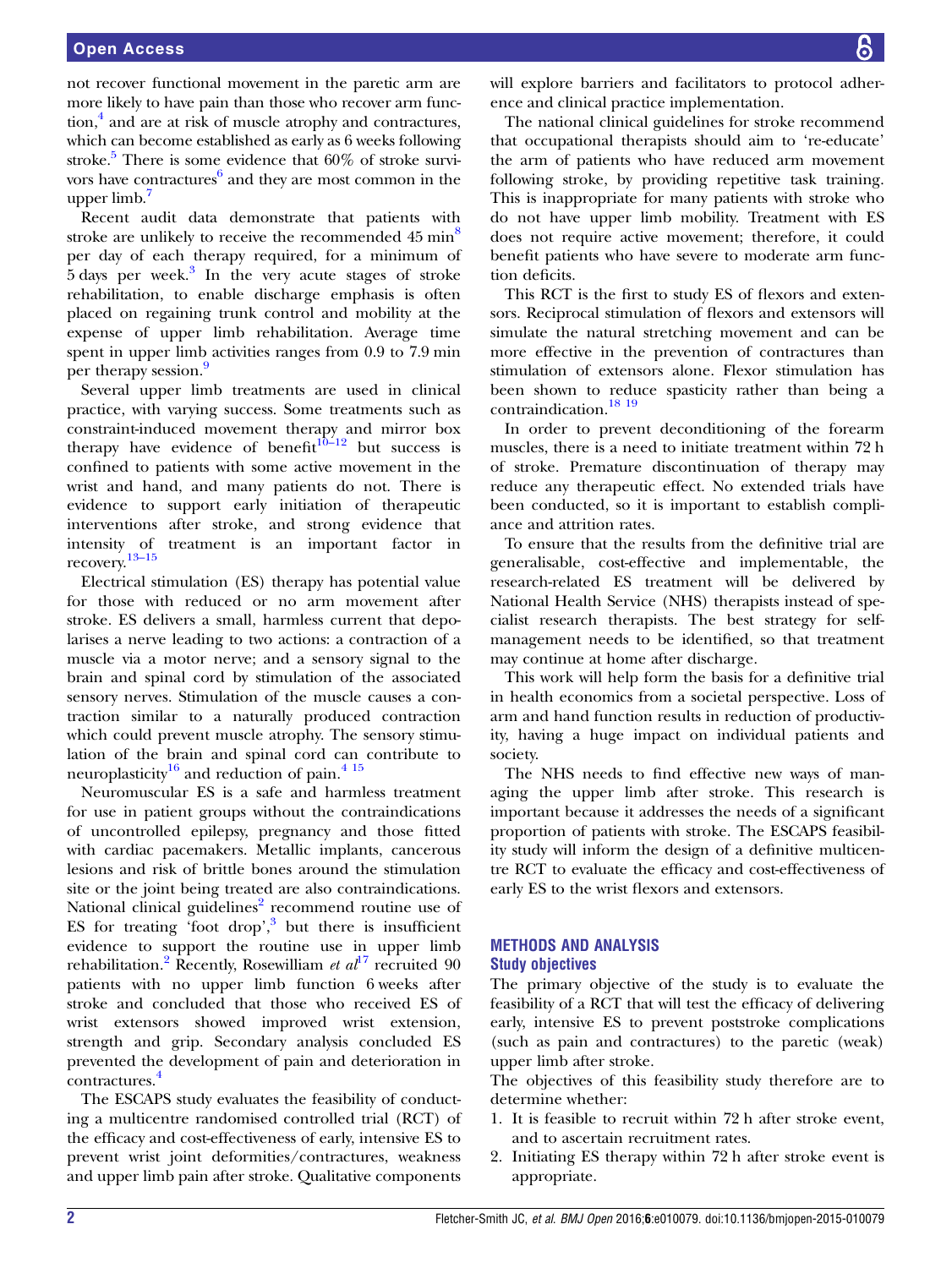not recover functional movement in the paretic arm are more likely to have pain than those who recover arm function,[4] and are at risk of muscle atrophy and contractures, which can become established as early as 6 weeks following stroke.[5] There is some evidence that 60% of stroke survivors have contractures[6] and they are most common in the upper limb.[7]

Recent audit data demonstrate that patients with stroke are unlikely to receive the recommended 45 min[8] per day of each therapy required, for a minimum of 5 days per week.[3] In the very acute stages of stroke rehabilitation, to enable discharge emphasis is often placed on regaining trunk control and mobility at the expense of upper limb rehabilitation. Average time spent in upper limb activities ranges from 0.9 to 7.9 min per therapy session.[9]

Several upper limb treatments are used in clinical practice, with varying success. Some treatments such as constraint-induced movement therapy and mirror box therapy have evidence of benefit[10–12] but success is confined to patients with some active movement in the wrist and hand, and many patients do not. There is evidence to support early initiation of therapeutic interventions after stroke, and strong evidence that intensity of treatment is an important factor in recovery.[13–15]

Electrical stimulation (ES) therapy has potential value for those with reduced or no arm movement after stroke. ES delivers a small, harmless current that depolarises a nerve leading to two actions: a contraction of a muscle via a motor nerve; and a sensory signal to the brain and spinal cord by stimulation of the associated sensory nerves. Stimulation of the muscle causes a contraction similar to a naturally produced contraction which could prevent muscle atrophy. The sensory stimulation of the brain and spinal cord can contribute to neuroplasticity[16] and reduction of pain.[4 15]

Neuromuscular ES is a safe and harmless treatment for use in patient groups without the contraindications of uncontrolled epilepsy, pregnancy and those fitted with cardiac pacemakers. Metallic implants, cancerous lesions and risk of brittle bones around the stimulation site or the joint being treated are also contraindications. National clinical guidelines[2] recommend routine use of ES for treating 'foot drop',[3] but there is insufficient evidence to support the routine use in upper limb rehabilitation.[2] Recently, Rosewilliam *et al*[17] recruited 90 patients with no upper limb function 6 weeks after stroke and concluded that those who received ES of wrist extensors showed improved wrist extension, strength and grip. Secondary analysis concluded ES prevented the development of pain and deterioration in contractures.[4]

The ESCAPS study evaluates the feasibility of conducting a multicentre randomised controlled trial (RCT) of the efficacy and cost-effectiveness of early, intensive ES to prevent wrist joint deformities/contractures, weakness and upper limb pain after stroke. Qualitative components will explore barriers and facilitators to protocol adherence and clinical practice implementation.

The national clinical guidelines for stroke recommend that occupational therapists should aim to 're-educate' the arm of patients who have reduced arm movement following stroke, by providing repetitive task training. This is inappropriate for many patients with stroke who do not have upper limb mobility. Treatment with ES does not require active movement; therefore, it could benefit patients who have severe to moderate arm function deficits.

This RCT is the first to study ES of flexors and extensors. Reciprocal stimulation of flexors and extensors will simulate the natural stretching movement and can be more effective in the prevention of contractures than stimulation of extensors alone. Flexor stimulation has been shown to reduce spasticity rather than being a contraindication.[18 19]

In order to prevent deconditioning of the forearm muscles, there is a need to initiate treatment within 72 h of stroke. Premature discontinuation of therapy may reduce any therapeutic effect. No extended trials have been conducted, so it is important to establish compliance and attrition rates.

To ensure that the results from the definitive trial are generalisable, cost-effective and implementable, the research-related ES treatment will be delivered by National Health Service (NHS) therapists instead of specialist research therapists. The best strategy for self-management needs to be identified, so that treatment may continue at home after discharge.

This work will help form the basis for a definitive trial in health economics from a societal perspective. Loss of arm and hand function results in reduction of productivity, having a huge impact on individual patients and society.

The NHS needs to find effective new ways of managing the upper limb after stroke. This research is important because it addresses the needs of a significant proportion of patients with stroke. The ESCAPS feasibility study will inform the design of a definitive multicentre RCT to evaluate the efficacy and cost-effectiveness of early ES to the wrist flexors and extensors.

## METHODS AND ANALYSIS

### Study objectives

The primary objective of the study is to evaluate the feasibility of a RCT that will test the efficacy of delivering early, intensive ES to prevent poststroke complications (such as pain and contractures) to the paretic (weak) upper limb after stroke.

The objectives of this feasibility study therefore are to determine whether:

1. It is feasible to recruit within 72 h after stroke event, and to ascertain recruitment rates.
2. Initiating ES therapy within 72 h after stroke event is appropriate.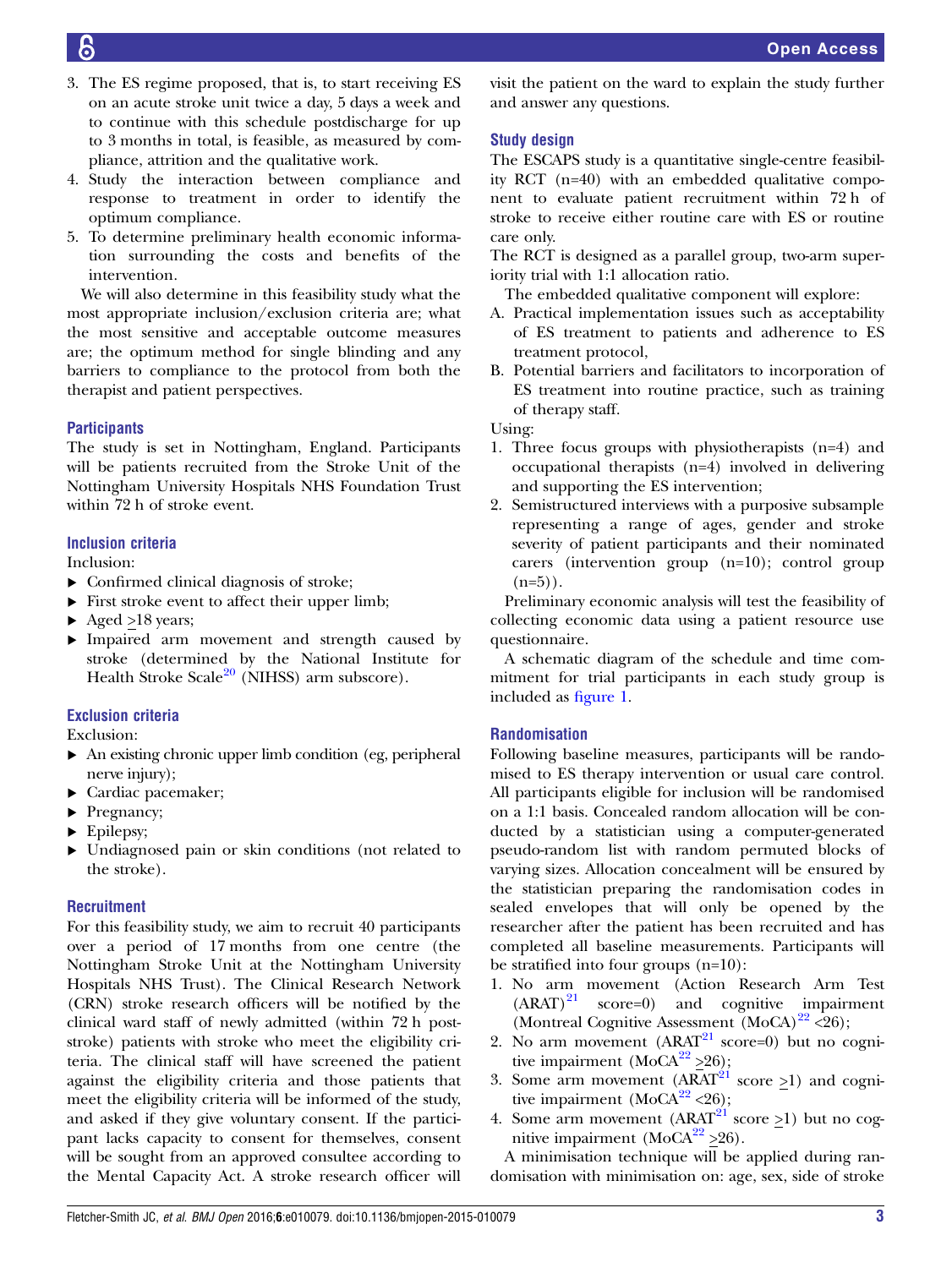3. The ES regime proposed, that is, to start receiving ES on an acute stroke unit twice a day, 5 days a week and to continue with this schedule postdischarge for up to 3 months in total, is feasible, as measured by compliance, attrition and the qualitative work.
4. Study the interaction between compliance and response to treatment in order to identify the optimum compliance.
5. To determine preliminary health economic information surrounding the costs and benefits of the intervention.

We will also determine in this feasibility study what the most appropriate inclusion/exclusion criteria are; what the most sensitive and acceptable outcome measures are; the optimum method for single blinding and any barriers to compliance to the protocol from both the therapist and patient perspectives.

### Participants

The study is set in Nottingham, England. Participants will be patients recruited from the Stroke Unit of the Nottingham University Hospitals NHS Foundation Trust within 72 h of stroke event.

### Inclusion criteria

Inclusion:

- Confirmed clinical diagnosis of stroke;
- First stroke event to affect their upper limb;
- Aged ≥18 years;
- Impaired arm movement and strength caused by stroke (determined by the National Institute for Health Stroke Scale[20] (NIHSS) arm subscore).

### Exclusion criteria

Exclusion:

- An existing chronic upper limb condition (eg, peripheral nerve injury);
- Cardiac pacemaker;
- Pregnancy;
- Epilepsy;
- Undiagnosed pain or skin conditions (not related to the stroke).

### Recruitment

For this feasibility study, we aim to recruit 40 participants over a period of 17 months from one centre (the Nottingham Stroke Unit at the Nottingham University Hospitals NHS Trust). The Clinical Research Network (CRN) stroke research officers will be notified by the clinical ward staff of newly admitted (within 72 h poststroke) patients with stroke who meet the eligibility criteria. The clinical staff will have screened the patient against the eligibility criteria and those patients that meet the eligibility criteria will be informed of the study, and asked if they give voluntary consent. If the participant lacks capacity to consent for themselves, consent will be sought from an approved consultee according to the Mental Capacity Act. A stroke research officer will visit the patient on the ward to explain the study further and answer any questions.

### Study design

The ESCAPS study is a quantitative single-centre feasibility RCT (n=40) with an embedded qualitative component to evaluate patient recruitment within 72 h of stroke to receive either routine care with ES or routine care only.

The RCT is designed as a parallel group, two-arm superiority trial with 1:1 allocation ratio.

The embedded qualitative component will explore:

A. Practical implementation issues such as acceptability of ES treatment to patients and adherence to ES treatment protocol,
B. Potential barriers and facilitators to incorporation of ES treatment into routine practice, such as training of therapy staff.

Using:

1. Three focus groups with physiotherapists (n=4) and occupational therapists (n=4) involved in delivering and supporting the ES intervention;
2. Semistructured interviews with a purposive subsample representing a range of ages, gender and stroke severity of patient participants and their nominated carers (intervention group (n=10); control group (n=5)).

Preliminary economic analysis will test the feasibility of collecting economic data using a patient resource use questionnaire.

A schematic diagram of the schedule and time commitment for trial participants in each study group is included as figure 1.

### Randomisation

Following baseline measures, participants will be randomised to ES therapy intervention or usual care control. All participants eligible for inclusion will be randomised on a 1:1 basis. Concealed random allocation will be conducted by a statistician using a computer-generated pseudo-random list with random permuted blocks of varying sizes. Allocation concealment will be ensured by the statistician preparing the randomisation codes in sealed envelopes that will only be opened by the researcher after the patient has been recruited and has completed all baseline measurements. Participants will be stratified into four groups (n=10):

1. No arm movement (Action Research Arm Test (ARAT)[21] score=0) and cognitive impairment (Montreal Cognitive Assessment (MoCA)[22] <26);
2. No arm movement (ARAT[21] score=0) but no cognitive impairment (MoCA[22] ≥26);
3. Some arm movement (ARAT[21] score ≥1) and cognitive impairment (MoCA[22] <26);
4. Some arm movement (ARAT[21] score ≥1) but no cognitive impairment (MoCA[22] ≥26).

A minimisation technique will be applied during randomisation with minimisation on: age, sex, side of stroke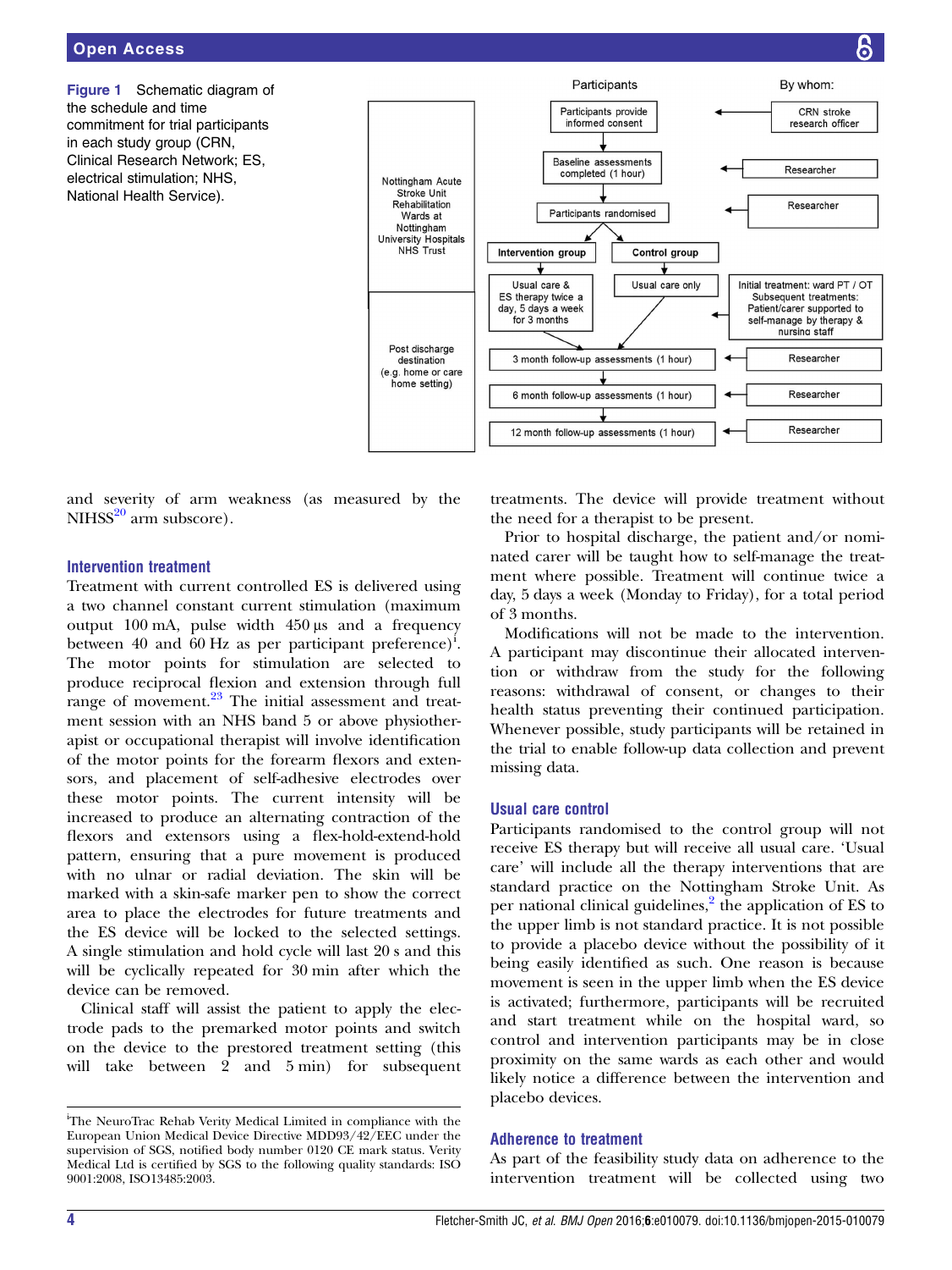**Figure 1** Schematic diagram of the schedule and time commitment for trial participants in each study group (CRN, Clinical Research Network; ES, electrical stimulation; NHS, National Health Service).

and severity of arm weakness (as measured by the NIHSS[20] arm subscore).

### Intervention treatment

Treatment with current controlled ES is delivered using a two channel constant current stimulation (maximum output 100 mA, pulse width 450 µs and a frequency between 40 and 60 Hz as per participant preference)[i]. The motor points for stimulation are selected to produce reciprocal flexion and extension through full range of movement.[23] The initial assessment and treatment session with an NHS band 5 or above physiotherapist or occupational therapist will involve identification of the motor points for the forearm flexors and extensors, and placement of self-adhesive electrodes over these motor points. The current intensity will be increased to produce an alternating contraction of the flexors and extensors using a flex-hold-extend-hold pattern, ensuring that a pure movement is produced with no ulnar or radial deviation. The skin will be marked with a skin-safe marker pen to show the correct area to place the electrodes for future treatments and the ES device will be locked to the selected settings. A single stimulation and hold cycle will last 20 s and this will be cyclically repeated for 30 min after which the device can be removed.

Clinical staff will assist the patient to apply the electrode pads to the premarked motor points and switch on the device to the prestored treatment setting (this will take between 2 and 5 min) for subsequent treatments. The device will provide treatment without the need for a therapist to be present.

Prior to hospital discharge, the patient and/or nominated carer will be taught how to self-manage the treatment where possible. Treatment will continue twice a day, 5 days a week (Monday to Friday), for a total period of 3 months.

Modifications will not be made to the intervention. A participant may discontinue their allocated intervention or withdraw from the study for the following reasons: withdrawal of consent, or changes to their health status preventing their continued participation. Whenever possible, study participants will be retained in the trial to enable follow-up data collection and prevent missing data.

### Usual care control

Participants randomised to the control group will not receive ES therapy but will receive all usual care. 'Usual care' will include all the therapy interventions that are standard practice on the Nottingham Stroke Unit. As per national clinical guidelines,[2] the application of ES to the upper limb is not standard practice. It is not possible to provide a placebo device without the possibility of it being easily identified as such. One reason is because movement is seen in the upper limb when the ES device is activated; furthermore, participants will be recruited and start treatment while on the hospital ward, so control and intervention participants may be in close proximity on the same wards as each other and would likely notice a difference between the intervention and placebo devices.

### Adherence to treatment

As part of the feasibility study data on adherence to the intervention treatment will be collected using two

[i]The NeuroTrac Rehab Verity Medical Limited in compliance with the European Union Medical Device Directive MDD93/42/EEC under the supervision of SGS, notified body number 0120 CE mark status. Verity Medical Ltd is certified by SGS to the following quality standards: ISO 9001:2008, ISO13485:2003.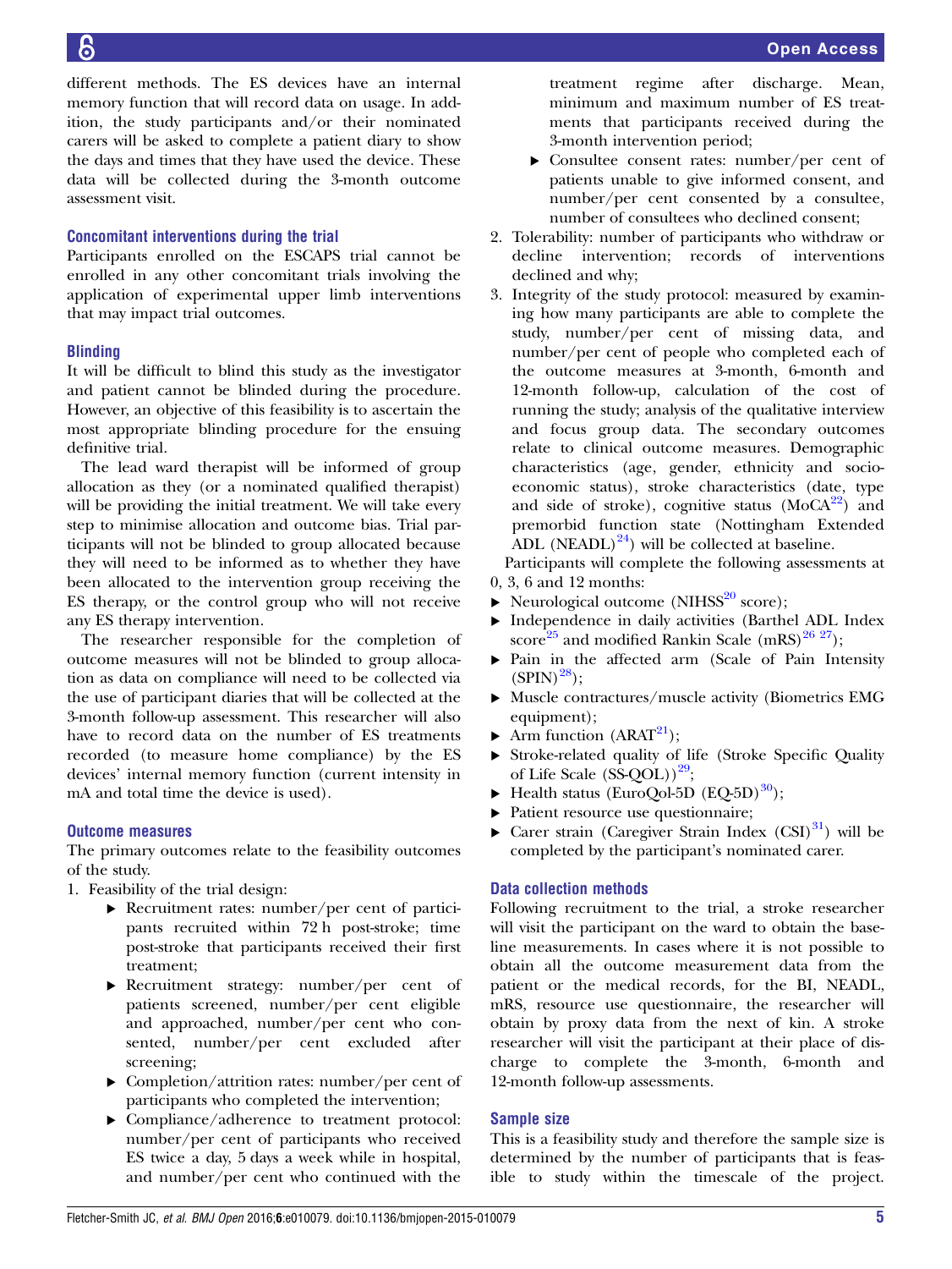different methods. The ES devices have an internal memory function that will record data on usage. In addition, the study participants and/or their nominated carers will be asked to complete a patient diary to show the days and times that they have used the device. These data will be collected during the 3-month outcome assessment visit.

### Concomitant interventions during the trial

Participants enrolled on the ESCAPS trial cannot be enrolled in any other concomitant trials involving the application of experimental upper limb interventions that may impact trial outcomes.

### Blinding

It will be difficult to blind this study as the investigator and patient cannot be blinded during the procedure. However, an objective of this feasibility is to ascertain the most appropriate blinding procedure for the ensuing definitive trial.

The lead ward therapist will be informed of group allocation as they (or a nominated qualified therapist) will be providing the initial treatment. We will take every step to minimise allocation and outcome bias. Trial participants will not be blinded to group allocated because they will need to be informed as to whether they have been allocated to the intervention group receiving the ES therapy, or the control group who will not receive any ES therapy intervention.

The researcher responsible for the completion of outcome measures will not be blinded to group allocation as data on compliance will need to be collected via the use of participant diaries that will be collected at the 3-month follow-up assessment. This researcher will also have to record data on the number of ES treatments recorded (to measure home compliance) by the ES devices' internal memory function (current intensity in mA and total time the device is used).

### Outcome measures

The primary outcomes relate to the feasibility outcomes of the study.

1. Feasibility of the trial design:
    - Recruitment rates: number/per cent of participants recruited within 72 h post-stroke; time post-stroke that participants received their first treatment;
    - Recruitment strategy: number/per cent of patients screened, number/per cent eligible and approached, number/per cent who consented, number/per cent excluded after screening;
    - Completion/attrition rates: number/per cent of participants who completed the intervention;
    - Compliance/adherence to treatment protocol: number/per cent of participants who received ES twice a day, 5 days a week while in hospital, and number/per cent who continued with the treatment regime after discharge. Mean, minimum and maximum number of ES treatments that participants received during the 3-month intervention period;
    - Consultee consent rates: number/per cent of patients unable to give informed consent, and number/per cent consented by a consultee, number of consultees who declined consent;
2. Tolerability: number of participants who withdraw or decline intervention; records of interventions declined and why;
3. Integrity of the study protocol: measured by examining how many participants are able to complete the study, number/per cent of missing data, and number/per cent of people who completed each of the outcome measures at 3-month, 6-month and 12-month follow-up, calculation of the cost of running the study; analysis of the qualitative interview and focus group data. The secondary outcomes relate to clinical outcome measures. Demographic characteristics (age, gender, ethnicity and socioeconomic status), stroke characteristics (date, type and side of stroke), cognitive status (MoCA[22]) and premorbid function state (Nottingham Extended ADL (NEADL)[24]) will be collected at baseline.

Participants will complete the following assessments at 0, 3, 6 and 12 months:

- Neurological outcome (NIHSS[20] score);
- Independence in daily activities (Barthel ADL Index score[25] and modified Rankin Scale (mRS)[26 27]);
- Pain in the affected arm (Scale of Pain Intensity (SPIN)[28]);
- Muscle contractures/muscle activity (Biometrics EMG equipment);
- Arm function (ARAT[21]);
- Stroke-related quality of life (Stroke Specific Quality of Life Scale (SS-QOL))[29];
- Health status (EuroQol-5D (EQ-5D)[30]);
- Patient resource use questionnaire;
- Carer strain (Caregiver Strain Index (CSI)[31]) will be completed by the participant's nominated carer.

### Data collection methods

Following recruitment to the trial, a stroke researcher will visit the participant on the ward to obtain the baseline measurements. In cases where it is not possible to obtain all the outcome measurement data from the patient or the medical records, for the BI, NEADL, mRS, resource use questionnaire, the researcher will obtain by proxy data from the next of kin. A stroke researcher will visit the participant at their place of discharge to complete the 3-month, 6-month and 12-month follow-up assessments.

### Sample size

This is a feasibility study and therefore the sample size is determined by the number of participants that is feasible to study within the timescale of the project.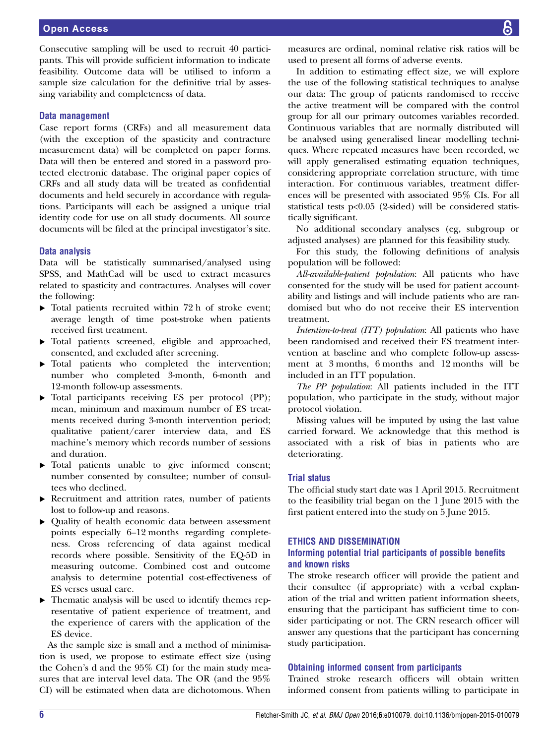Consecutive sampling will be used to recruit 40 participants. This will provide sufficient information to indicate feasibility. Outcome data will be utilised to inform a sample size calculation for the definitive trial by assessing variability and completeness of data.

### Data management

Case report forms (CRFs) and all measurement data (with the exception of the spasticity and contracture measurement data) will be completed on paper forms. Data will then be entered and stored in a password protected electronic database. The original paper copies of CRFs and all study data will be treated as confidential documents and held securely in accordance with regulations. Participants will each be assigned a unique trial identity code for use on all study documents. All source documents will be filed at the principal investigator's site.

### Data analysis

Data will be statistically summarised/analysed using SPSS, and MathCad will be used to extract measures related to spasticity and contractures. Analyses will cover the following:

- Total patients recruited within 72 h of stroke event; average length of time post-stroke when patients received first treatment.
- Total patients screened, eligible and approached, consented, and excluded after screening.
- Total patients who completed the intervention; number who completed 3-month, 6-month and 12-month follow-up assessments.
- Total participants receiving ES per protocol (PP); mean, minimum and maximum number of ES treatments received during 3-month intervention period; qualitative patient/carer interview data, and ES machine's memory which records number of sessions and duration.
- Total patients unable to give informed consent; number consented by consultee; number of consultees who declined.
- Recruitment and attrition rates, number of patients lost to follow-up and reasons.
- Quality of health economic data between assessment points especially 6–12 months regarding completeness. Cross referencing of data against medical records where possible. Sensitivity of the EQ-5D in measuring outcome. Combined cost and outcome analysis to determine potential cost-effectiveness of ES verses usual care.
- Thematic analysis will be used to identify themes representative of patient experience of treatment, and the experience of carers with the application of the ES device.

As the sample size is small and a method of minimisation is used, we propose to estimate effect size (using the Cohen's d and the 95% CI) for the main study measures that are interval level data. The OR (and the 95% CI) will be estimated when data are dichotomous. When measures are ordinal, nominal relative risk ratios will be used to present all forms of adverse events.

In addition to estimating effect size, we will explore the use of the following statistical techniques to analyse our data: The group of patients randomised to receive the active treatment will be compared with the control group for all our primary outcomes variables recorded. Continuous variables that are normally distributed will be analysed using generalised linear modelling techniques. Where repeated measures have been recorded, we will apply generalised estimating equation techniques, considering appropriate correlation structure, with time interaction. For continuous variables, treatment differences will be presented with associated 95% CIs. For all statistical tests $p<0.05$ (2-sided) will be considered statistically significant.

No additional secondary analyses (eg, subgroup or adjusted analyses) are planned for this feasibility study.

For this study, the following definitions of analysis population will be followed:

*All-available-patient population*: All patients who have consented for the study will be used for patient accountability and listings and will include patients who are randomised but who do not receive their ES intervention treatment.

*Intention-to-treat (ITT) population*: All patients who have been randomised and received their ES treatment intervention at baseline and who complete follow-up assessment at 3 months, 6 months and 12 months will be included in an ITT population.

*The PP population*: All patients included in the ITT population, who participate in the study, without major protocol violation.

Missing values will be imputed by using the last value carried forward. We acknowledge that this method is associated with a risk of bias in patients who are deteriorating.

### Trial status

The official study start date was 1 April 2015. Recruitment to the feasibility trial began on the 1 June 2015 with the first patient entered into the study on 5 June 2015.

## ETHICS AND DISSEMINATION

### Informing potential trial participants of possible benefits and known risks

The stroke research officer will provide the patient and their consultee (if appropriate) with a verbal explanation of the trial and written patient information sheets, ensuring that the participant has sufficient time to consider participating or not. The CRN research officer will answer any questions that the participant has concerning study participation.

### Obtaining informed consent from participants

Trained stroke research officers will obtain written informed consent from patients willing to participate in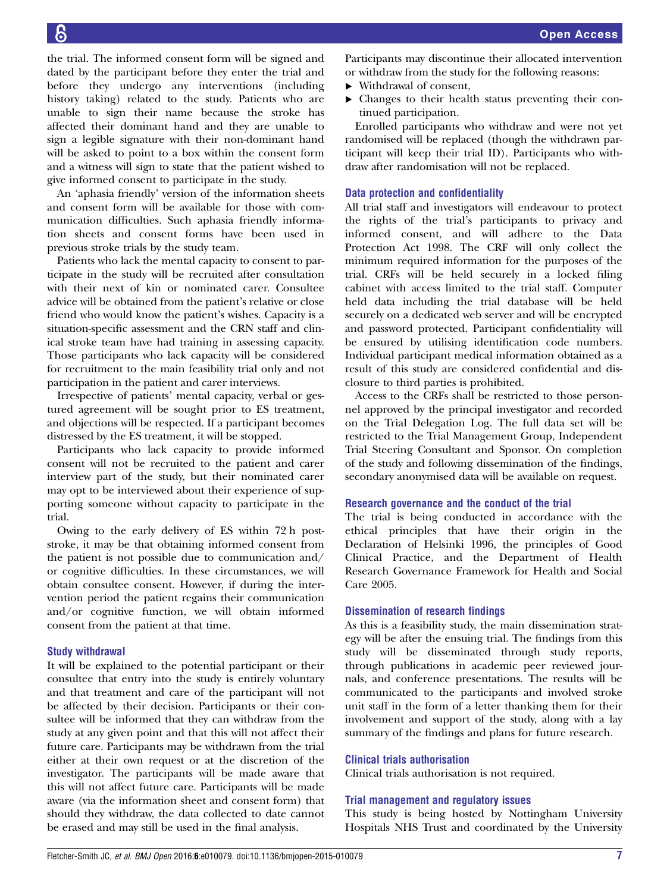the trial. The informed consent form will be signed and dated by the participant before they enter the trial and before they undergo any interventions (including history taking) related to the study. Patients who are unable to sign their name because the stroke has affected their dominant hand and they are unable to sign a legible signature with their non-dominant hand will be asked to point to a box within the consent form and a witness will sign to state that the patient wished to give informed consent to participate in the study.

An 'aphasia friendly' version of the information sheets and consent form will be available for those with communication difficulties. Such aphasia friendly information sheets and consent forms have been used in previous stroke trials by the study team.

Patients who lack the mental capacity to consent to participate in the study will be recruited after consultation with their next of kin or nominated carer. Consultee advice will be obtained from the patient's relative or close friend who would know the patient's wishes. Capacity is a situation-specific assessment and the CRN staff and clinical stroke team have had training in assessing capacity. Those participants who lack capacity will be considered for recruitment to the main feasibility trial only and not participation in the patient and carer interviews.

Irrespective of patients' mental capacity, verbal or gestured agreement will be sought prior to ES treatment, and objections will be respected. If a participant becomes distressed by the ES treatment, it will be stopped.

Participants who lack capacity to provide informed consent will not be recruited to the patient and carer interview part of the study, but their nominated carer may opt to be interviewed about their experience of supporting someone without capacity to participate in the trial.

Owing to the early delivery of ES within 72 h post-stroke, it may be that obtaining informed consent from the patient is not possible due to communication and/or cognitive difficulties. In these circumstances, we will obtain consultee consent. However, if during the intervention period the patient regains their communication and/or cognitive function, we will obtain informed consent from the patient at that time.

### Study withdrawal

It will be explained to the potential participant or their consultee that entry into the study is entirely voluntary and that treatment and care of the participant will not be affected by their decision. Participants or their consultee will be informed that they can withdraw from the study at any given point and that this will not affect their future care. Participants may be withdrawn from the trial either at their own request or at the discretion of the investigator. The participants will be made aware that this will not affect future care. Participants will be made aware (via the information sheet and consent form) that should they withdraw, the data collected to date cannot be erased and may still be used in the final analysis.

Participants may discontinue their allocated intervention or withdraw from the study for the following reasons:

- Withdrawal of consent,
- Changes to their health status preventing their continued participation.

Enrolled participants who withdraw and were not yet randomised will be replaced (though the withdrawn participant will keep their trial ID). Participants who withdraw after randomisation will not be replaced.

### Data protection and confidentiality

All trial staff and investigators will endeavour to protect the rights of the trial's participants to privacy and informed consent, and will adhere to the Data Protection Act 1998. The CRF will only collect the minimum required information for the purposes of the trial. CRFs will be held securely in a locked filing cabinet with access limited to the trial staff. Computer held data including the trial database will be held securely on a dedicated web server and will be encrypted and password protected. Participant confidentiality will be ensured by utilising identification code numbers. Individual participant medical information obtained as a result of this study are considered confidential and disclosure to third parties is prohibited.

Access to the CRFs shall be restricted to those personnel approved by the principal investigator and recorded on the Trial Delegation Log. The full data set will be restricted to the Trial Management Group, Independent Trial Steering Consultant and Sponsor. On completion of the study and following dissemination of the findings, secondary anonymised data will be available on request.

### Research governance and the conduct of the trial

The trial is being conducted in accordance with the ethical principles that have their origin in the Declaration of Helsinki 1996, the principles of Good Clinical Practice, and the Department of Health Research Governance Framework for Health and Social Care 2005.

### Dissemination of research findings

As this is a feasibility study, the main dissemination strategy will be after the ensuing trial. The findings from this study will be disseminated through study reports, through publications in academic peer reviewed journals, and conference presentations. The results will be communicated to the participants and involved stroke unit staff in the form of a letter thanking them for their involvement and support of the study, along with a lay summary of the findings and plans for future research.

### Clinical trials authorisation

Clinical trials authorisation is not required.

### Trial management and regulatory issues

This study is being hosted by Nottingham University Hospitals NHS Trust and coordinated by the University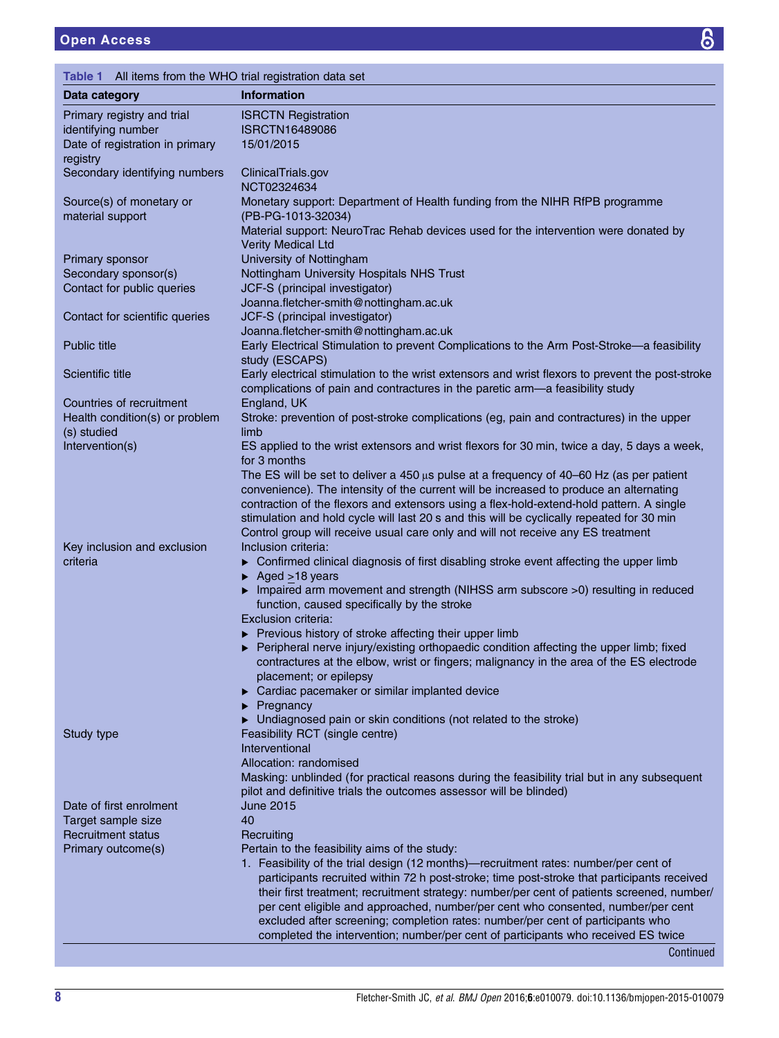**Table 1** All items from the WHO trial registration data set

| Data category | Information |
|---|---|
| Primary registry and trial identifying number | ISRCTN Registration<br>ISRCTN16489086 |
| Date of registration in primary registry | 15/01/2015 |
| Secondary identifying numbers | ClinicalTrials.gov<br>NCT02324634 |
| Source(s) of monetary or material support | Monetary support: Department of Health funding from the NIHR RfPB programme (PB-PG-1013-32034)<br>Material support: NeuroTrac Rehab devices used for the intervention were donated by Verity Medical Ltd |
| Primary sponsor | University of Nottingham |
| Secondary sponsor(s) | Nottingham University Hospitals NHS Trust |
| Contact for public queries | JCF-S (principal investigator)<br>Joanna.fletcher-smith@nottingham.ac.uk |
| Contact for scientific queries | JCF-S (principal investigator)<br>Joanna.fletcher-smith@nottingham.ac.uk |
| Public title | Early Electrical Stimulation to prevent Complications to the Arm Post-Stroke—a feasibility study (ESCAPS) |
| Scientific title | Early electrical stimulation to the wrist extensors and wrist flexors to prevent the post-stroke complications of pain and contractures in the paretic arm—a feasibility study |
| Countries of recruitment | England, UK |
| Health condition(s) or problem (s) studied | Stroke: prevention of post-stroke complications (eg, pain and contractures) in the upper limb |
| Intervention(s) | ES applied to the wrist extensors and wrist flexors for 30 min, twice a day, 5 days a week, for 3 months<br>The ES will be set to deliver a 450 μs pulse at a frequency of 40–60 Hz (as per patient convenience). The intensity of the current will be increased to produce an alternating contraction of the flexors and extensors using a flex-hold-extend-hold pattern. A single stimulation and hold cycle will last 20 s and this will be cyclically repeated for 30 min<br>Control group will receive usual care only and will not receive any ES treatment |
| Key inclusion and exclusion criteria | Inclusion criteria:<br>▸ Confirmed clinical diagnosis of first disabling stroke event affecting the upper limb<br>▸ Aged ≥18 years<br>▸ Impaired arm movement and strength (NIHSS arm subscore >0) resulting in reduced function, caused specifically by the stroke<br>Exclusion criteria:<br>▸ Previous history of stroke affecting their upper limb<br>▸ Peripheral nerve injury/existing orthopaedic condition affecting the upper limb; fixed contractures at the elbow, wrist or fingers; malignancy in the area of the ES electrode placement; or epilepsy<br>▸ Cardiac pacemaker or similar implanted device<br>▸ Pregnancy<br>▸ Undiagnosed pain or skin conditions (not related to the stroke) |
| Study type | Feasibility RCT (single centre)<br>Interventional<br>Allocation: randomised<br>Masking: unblinded (for practical reasons during the feasibility trial but in any subsequent pilot and definitive trials the outcomes assessor will be blinded) |
| Date of first enrolment | June 2015 |
| Target sample size | 40 |
| Recruitment status | Recruiting |
| Primary outcome(s) | Pertain to the feasibility aims of the study:<br>1. Feasibility of the trial design (12 months)—recruitment rates: number/per cent of participants recruited within 72 h post-stroke; time post-stroke that participants received their first treatment; recruitment strategy: number/per cent of patients screened, number/per cent eligible and approached, number/per cent who consented, number/per cent excluded after screening; completion rates: number/per cent of participants who completed the intervention; number/per cent of participants who received ES twice |

Continued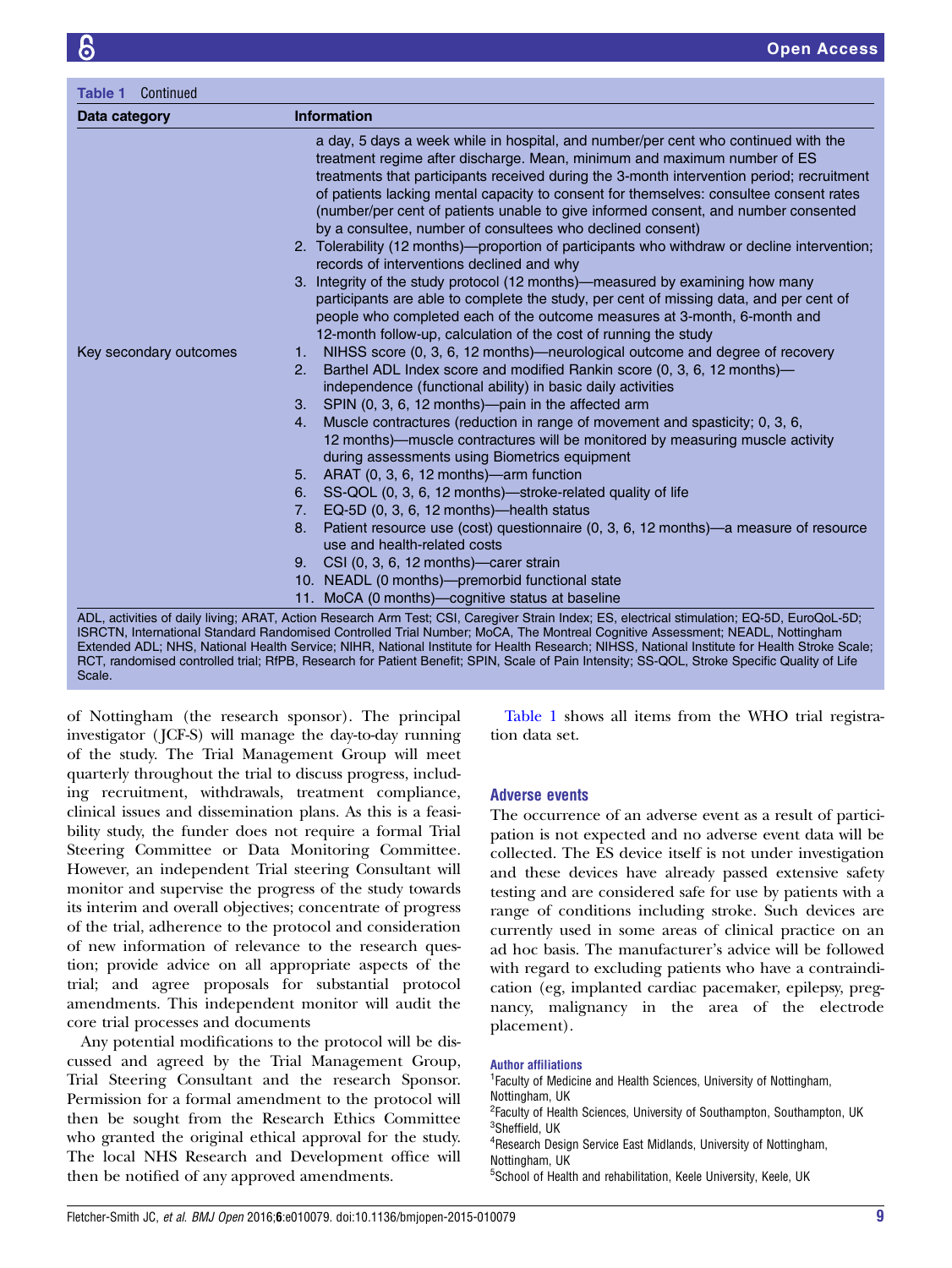**Table 1** Continued

| Data category | Information |
|---|---|
| | a day, 5 days a week while in hospital, and number/per cent who continued with the treatment regime after discharge. Mean, minimum and maximum number of ES treatments that participants received during the 3-month intervention period; recruitment of patients lacking mental capacity to consent for themselves: consultee consent rates (number/per cent of patients unable to give informed consent, and number consented by a consultee, number of consultees who declined consent)<br>2. Tolerability (12 months)—proportion of participants who withdraw or decline intervention; records of interventions declined and why<br>3. Integrity of the study protocol (12 months)—measured by examining how many participants are able to complete the study, per cent of missing data, and per cent of people who completed each of the outcome measures at 3-month, 6-month and 12-month follow-up, calculation of the cost of running the study |
| Key secondary outcomes | 1. NIHSS score (0, 3, 6, 12 months)—neurological outcome and degree of recovery<br>2. Barthel ADL Index score and modified Rankin score (0, 3, 6, 12 months)—independence (functional ability) in basic daily activities<br>3. SPIN (0, 3, 6, 12 months)—pain in the affected arm<br>4. Muscle contractures (reduction in range of movement and spasticity; 0, 3, 6, 12 months)—muscle contractures will be monitored by measuring muscle activity during assessments using Biometrics equipment<br>5. ARAT (0, 3, 6, 12 months)—arm function<br>6. SS-QOL (0, 3, 6, 12 months)—stroke-related quality of life<br>7. EQ-5D (0, 3, 6, 12 months)—health status<br>8. Patient resource use (cost) questionnaire (0, 3, 6, 12 months)—a measure of resource use and health-related costs<br>9. CSI (0, 3, 6, 12 months)—carer strain<br>10. NEADL (0 months)—premorbid functional state<br>11. MoCA (0 months)—cognitive status at baseline |

ADL, activities of daily living; ARAT, Action Research Arm Test; CSI, Caregiver Strain Index; ES, electrical stimulation; EQ-5D, EuroQoL-5D; ISRCTN, International Standard Randomised Controlled Trial Number; MoCA, The Montreal Cognitive Assessment; NEADL, Nottingham Extended ADL; NHS, National Health Service; NIHR, National Institute for Health Research; NIHSS, National Institute for Health Stroke Scale; RCT, randomised controlled trial; RfPB, Research for Patient Benefit; SPIN, Scale of Pain Intensity; SS-QOL, Stroke Specific Quality of Life Scale.

of Nottingham (the research sponsor). The principal investigator (JCF-S) will manage the day-to-day running of the study. The Trial Management Group will meet quarterly throughout the trial to discuss progress, including recruitment, withdrawals, treatment compliance, clinical issues and dissemination plans. As this is a feasibility study, the funder does not require a formal Trial Steering Committee or Data Monitoring Committee. However, an independent Trial steering Consultant will monitor and supervise the progress of the study towards its interim and overall objectives; concentrate of progress of the trial, adherence to the protocol and consideration of new information of relevance to the research question; provide advice on all appropriate aspects of the trial; and agree proposals for substantial protocol amendments. This independent monitor will audit the core trial processes and documents

Any potential modifications to the protocol will be discussed and agreed by the Trial Management Group, Trial Steering Consultant and the research Sponsor. Permission for a formal amendment to the protocol will then be sought from the Research Ethics Committee who granted the original ethical approval for the study. The local NHS Research and Development office will then be notified of any approved amendments.

Table 1 shows all items from the WHO trial registration data set.

## Adverse events

The occurrence of an adverse event as a result of participation is not expected and no adverse event data will be collected. The ES device itself is not under investigation and these devices have already passed extensive safety testing and are considered safe for use by patients with a range of conditions including stroke. Such devices are currently used in some areas of clinical practice on an ad hoc basis. The manufacturer's advice will be followed with regard to excluding patients who have a contraindication (eg, implanted cardiac pacemaker, epilepsy, pregnancy, malignancy in the area of the electrode placement).

**Author affiliations**

[1]Faculty of Medicine and Health Sciences, University of Nottingham, Nottingham, UK
[2]Faculty of Health Sciences, University of Southampton, Southampton, UK
[3]Sheffield, UK
[4]Research Design Service East Midlands, University of Nottingham, Nottingham, UK
[5]School of Health and rehabilitation, Keele University, Keele, UK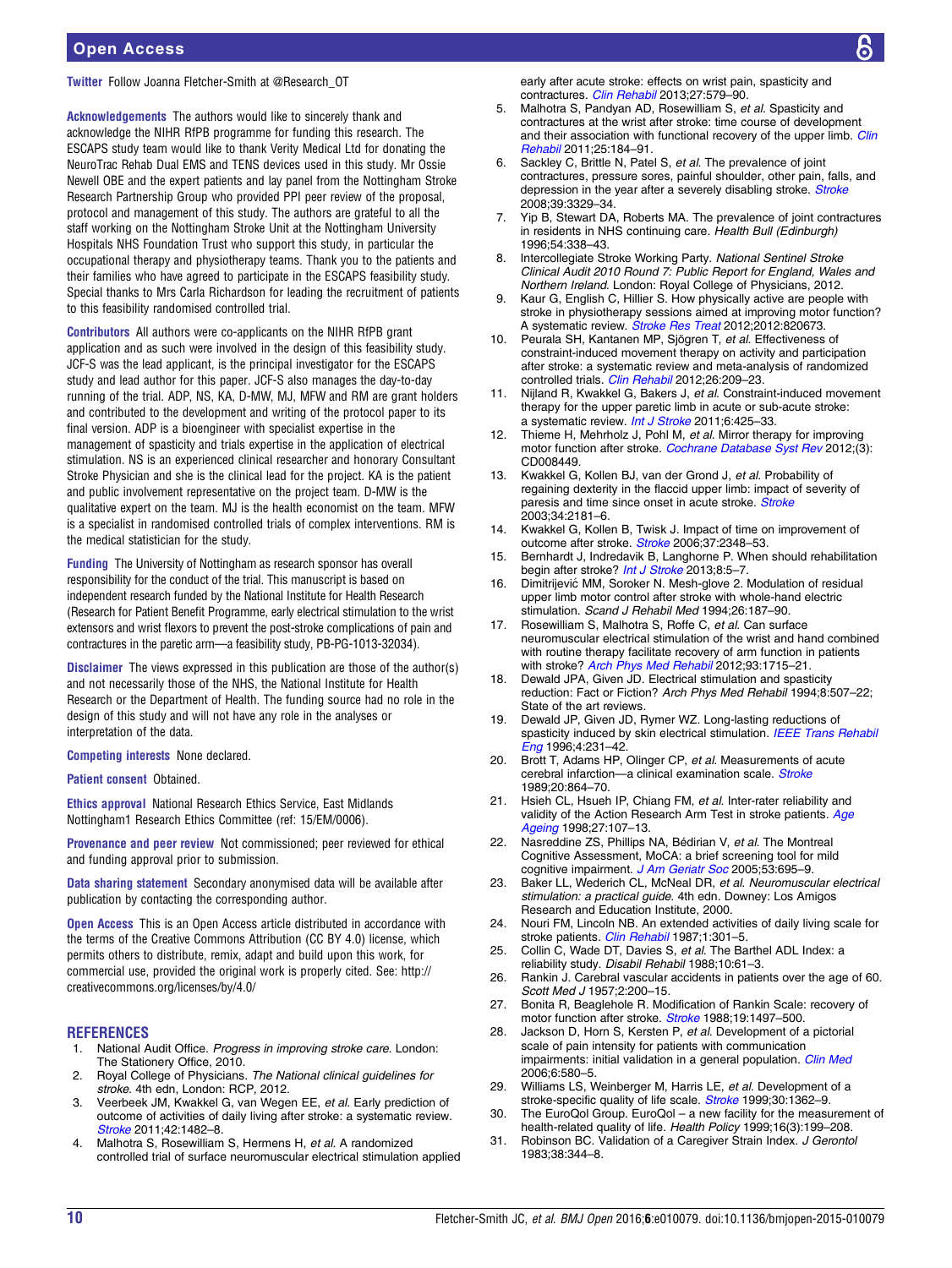**Twitter** Follow Joanna Fletcher-Smith at @Research_OT

**Acknowledgements** The authors would like to sincerely thank and acknowledge the NIHR RfPB programme for funding this research. The ESCAPS study team would like to thank Verity Medical Ltd for donating the NeuroTrac Rehab Dual EMS and TENS devices used in this study. Mr Ossie Newell OBE and the expert patients and lay panel from the Nottingham Stroke Research Partnership Group who provided PPI peer review of the proposal, protocol and management of this study. The authors are grateful to all the staff working on the Nottingham Stroke Unit at the Nottingham University Hospitals NHS Foundation Trust who support this study, in particular the occupational therapy and physiotherapy teams. Thank you to the patients and their families who have agreed to participate in the ESCAPS feasibility study. Special thanks to Mrs Carla Richardson for leading the recruitment of patients to this feasibility randomised controlled trial.

**Contributors** All authors were co-applicants on the NIHR RfPB grant application and as such were involved in the design of this feasibility study. JCF-S was the lead applicant, is the principal investigator for the ESCAPS study and lead author for this paper. JCF-S also manages the day-to-day running of the trial. ADP, NS, KA, D-MW, MJ, MFW and RM are grant holders and contributed to the development and writing of the protocol paper to its final version. ADP is a bioengineer with specialist expertise in the management of spasticity and trials expertise in the application of electrical stimulation. NS is an experienced clinical researcher and honorary Consultant Stroke Physician and she is the clinical lead for the project. KA is the patient and public involvement representative on the project team. D-MW is the qualitative expert on the team. MJ is the health economist on the team. MFW is a specialist in randomised controlled trials of complex interventions. RM is the medical statistician for the study.

**Funding** The University of Nottingham as research sponsor has overall responsibility for the conduct of the trial. This manuscript is based on independent research funded by the National Institute for Health Research (Research for Patient Benefit Programme, early electrical stimulation to the wrist extensors and wrist flexors to prevent the post-stroke complications of pain and contractures in the paretic arm—a feasibility study, PB-PG-1013-32034).

**Disclaimer** The views expressed in this publication are those of the author(s) and not necessarily those of the NHS, the National Institute for Health Research or the Department of Health. The funding source had no role in the design of this study and will not have any role in the analyses or interpretation of the data.

**Competing interests** None declared.

**Patient consent** Obtained.

**Ethics approval** National Research Ethics Service, East Midlands Nottingham1 Research Ethics Committee (ref: 15/EM/0006).

**Provenance and peer review** Not commissioned; peer reviewed for ethical and funding approval prior to submission.

**Data sharing statement** Secondary anonymised data will be available after publication by contacting the corresponding author.

**Open Access** This is an Open Access article distributed in accordance with the terms of the Creative Commons Attribution (CC BY 4.0) license, which permits others to distribute, remix, adapt and build upon this work, for commercial use, provided the original work is properly cited. See: http://creativecommons.org/licenses/by/4.0/

## REFERENCES

1. National Audit Office. *Progress in improving stroke care*. London: The Stationery Office, 2010.
2. Royal College of Physicians. *The National clinical guidelines for stroke*. 4th edn, London: RCP, 2012.
3. Veerbeek JM, Kwakkel G, van Wegen EE, *et al*. Early prediction of outcome of activities of daily living after stroke: a systematic review. *Stroke* 2011;42:1482–8.
4. Malhotra S, Rosewilliam S, Hermens H, *et al*. A randomized controlled trial of surface neuromuscular electrical stimulation applied early after acute stroke: effects on wrist pain, spasticity and contractures. *Clin Rehabil* 2013;27:579–90.
5. Malhotra S, Pandyan AD, Rosewilliam S, *et al*. Spasticity and contractures at the wrist after stroke: time course of development and their association with functional recovery of the upper limb. *Clin Rehabil* 2011;25:184–91.
6. Sackley C, Brittle N, Patel S, *et al*. The prevalence of joint contractures, pressure sores, painful shoulder, other pain, falls, and depression in the year after a severely disabling stroke. *Stroke* 2008;39:3329–34.
7. Yip B, Stewart DA, Roberts MA. The prevalence of joint contractures in residents in NHS continuing care. *Health Bull (Edinburgh)* 1996;54:338–43.
8. Intercollegiate Stroke Working Party. *National Sentinel Stroke Clinical Audit 2010 Round 7: Public Report for England, Wales and Northern Ireland*. London: Royal College of Physicians, 2012.
9. Kaur G, English C, Hillier S. How physically active are people with stroke in physiotherapy sessions aimed at improving motor function? A systematic review. *Stroke Res Treat* 2012;2012:820673.
10. Peurala SH, Kantanen MP, Sjögren T, *et al*. Effectiveness of constraint-induced movement therapy on activity and participation after stroke: a systematic review and meta-analysis of randomized controlled trials. *Clin Rehabil* 2012;26:209–23.
11. Nijland R, Kwakkel G, Bakers J, *et al*. Constraint-induced movement therapy for the upper paretic limb in acute or sub-acute stroke: a systematic review. *Int J Stroke* 2011;6:425–33.
12. Thieme H, Mehrholz J, Pohl M, *et al*. Mirror therapy for improving motor function after stroke. *Cochrane Database Syst Rev* 2012;(3):CD008449.
13. Kwakkel G, Kollen BJ, van der Grond J, *et al*. Probability of regaining dexterity in the flaccid upper limb: impact of severity of paresis and time since onset in acute stroke. *Stroke* 2003;34:2181–6.
14. Kwakkel G, Kollen B, Twisk J. Impact of time on improvement of outcome after stroke. *Stroke* 2006;37:2348–53.
15. Bernhardt J, Indredavik B, Langhorne P. When should rehabilitation begin after stroke? *Int J Stroke* 2013;8:5–7.
16. Dimitrijević MM, Soroker N. Mesh-glove 2. Modulation of residual upper limb motor control after stroke with whole-hand electric stimulation. *Scand J Rehabil Med* 1994;26:187–90.
17. Rosewilliam S, Malhotra S, Roffe C, *et al*. Can surface neuromuscular electrical stimulation of the wrist and hand combined with routine therapy facilitate recovery of arm function in patients with stroke? *Arch Phys Med Rehabil* 2012;93:1715–21.
18. Dewald JPA, Given JD. Electrical stimulation and spasticity reduction: Fact or Fiction? *Arch Phys Med Rehabil* 1994;8:507–22; State of the art reviews.
19. Dewald JP, Given JD, Rymer WZ. Long-lasting reductions of spasticity induced by skin electrical stimulation. *IEEE Trans Rehabil Eng* 1996;4:231–42.
20. Brott T, Adams HP, Olinger CP, *et al*. Measurements of acute cerebral infarction—a clinical examination scale. *Stroke* 1989;20:864–70.
21. Hsieh CL, Hsueh IP, Chiang FM, *et al*. Inter-rater reliability and validity of the Action Research Arm Test in stroke patients. *Age Ageing* 1998;27:107–13.
22. Nasreddine ZS, Phillips NA, Bédirian V, *et al*. The Montreal Cognitive Assessment, MoCA: a brief screening tool for mild cognitive impairment. *J Am Geriatr Soc* 2005;53:695–9.
23. Baker LL, Wederich CL, McNeal DR, *et al*. *Neuromuscular electrical stimulation: a practical guide*. 4th edn. Downey: Los Amigos Research and Education Institute, 2000.
24. Nouri FM, Lincoln NB. An extended activities of daily living scale for stroke patients. *Clin Rehabil* 1987;1:301–5.
25. Collin C, Wade DT, Davies S, *et al*. The Barthel ADL Index: a reliability study. *Disabil Rehabil* 1988;10:61–3.
26. Rankin J. Carebral vascular accidents in patients over the age of 60. *Scott Med J* 1957;2:200–15.
27. Bonita R, Beaglehole R. Modification of Rankin Scale: recovery of motor function after stroke. *Stroke* 1988;19:1497–500.
28. Jackson D, Horn S, Kersten P, *et al*. Development of a pictorial scale of pain intensity for patients with communication impairments: initial validation in a general population. *Clin Med* 2006;6:580–5.
29. Williams LS, Weinberger M, Harris LE, *et al*. Development of a stroke-specific quality of life scale. *Stroke* 1999;30:1362–9.
30. The EuroQol Group. EuroQol – a new facility for the measurement of health-related quality of life. *Health Policy* 1999;16(3):199–208.
31. Robinson BC. Validation of a Caregiver Strain Index. *J Gerontol* 1983;38:344–8.